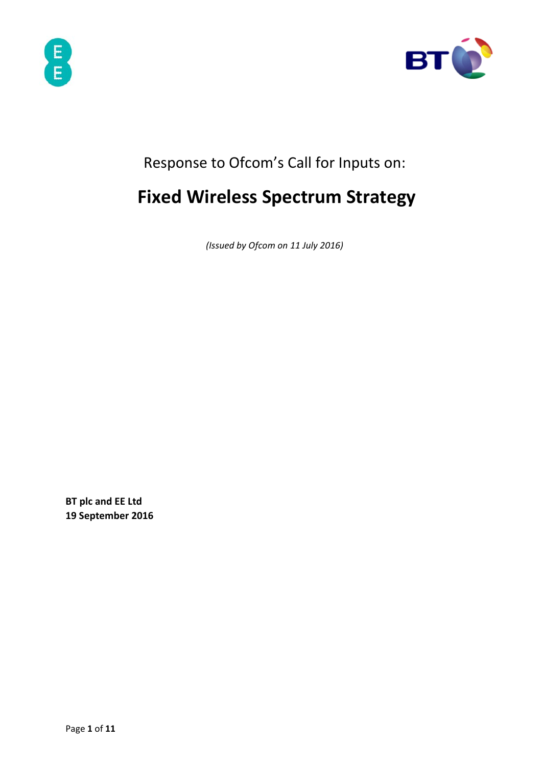Response to Ofcom's Call for Inputs on:

# Fixed Wireless Spectrum Strategy

*(Issued by Ofcom on 11 July 2016)*

**BT plc and EE Ltd**
**19 September 2016**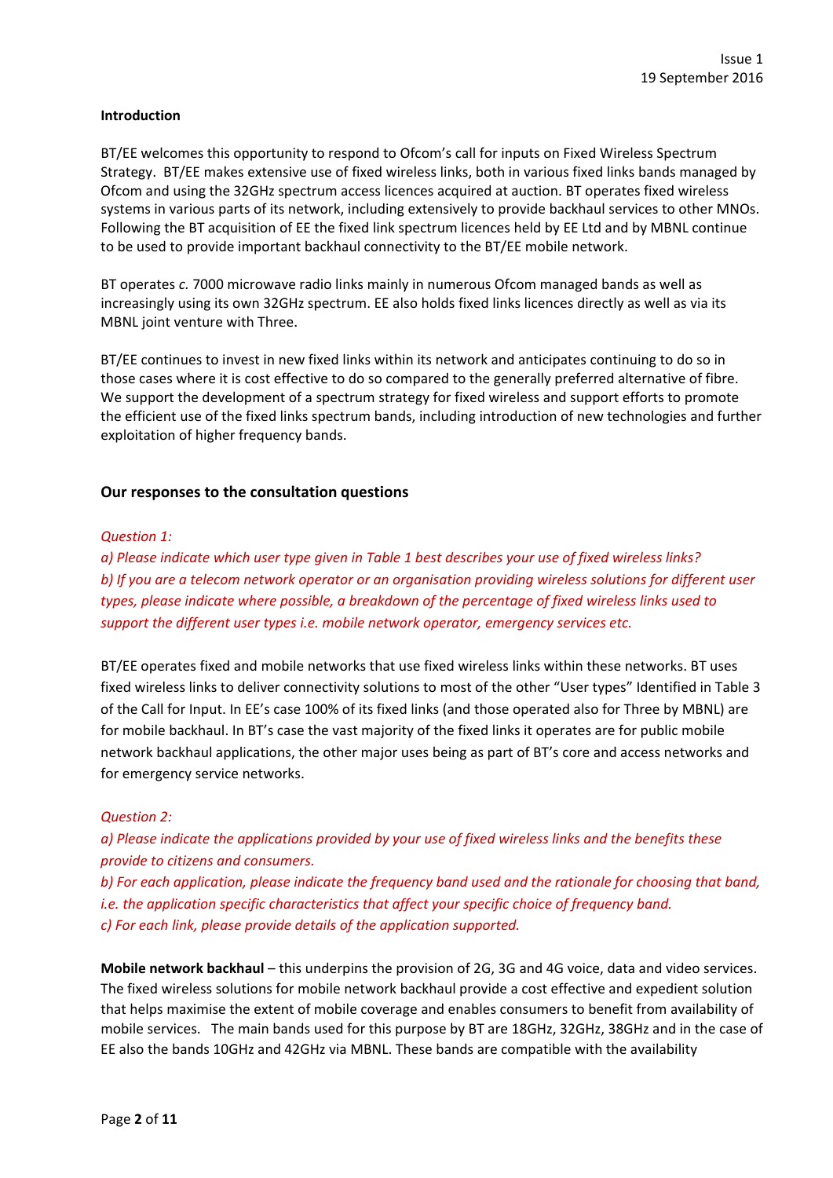Issue 1
19 September 2016

**Introduction**

BT/EE welcomes this opportunity to respond to Ofcom's call for inputs on Fixed Wireless Spectrum Strategy. BT/EE makes extensive use of fixed wireless links, both in various fixed links bands managed by Ofcom and using the 32GHz spectrum access licences acquired at auction. BT operates fixed wireless systems in various parts of its network, including extensively to provide backhaul services to other MNOs. Following the BT acquisition of EE the fixed link spectrum licences held by EE Ltd and by MBNL continue to be used to provide important backhaul connectivity to the BT/EE mobile network.

BT operates *c.* 7000 microwave radio links mainly in numerous Ofcom managed bands as well as increasingly using its own 32GHz spectrum. EE also holds fixed links licences directly as well as via its MBNL joint venture with Three.

BT/EE continues to invest in new fixed links within its network and anticipates continuing to do so in those cases where it is cost effective to do so compared to the generally preferred alternative of fibre. We support the development of a spectrum strategy for fixed wireless and support efforts to promote the efficient use of the fixed links spectrum bands, including introduction of new technologies and further exploitation of higher frequency bands.

## Our responses to the consultation questions

*Question 1:*

*a) Please indicate which user type given in Table 1 best describes your use of fixed wireless links?*

*b) If you are a telecom network operator or an organisation providing wireless solutions for different user types, please indicate where possible, a breakdown of the percentage of fixed wireless links used to support the different user types i.e. mobile network operator, emergency services etc.*

BT/EE operates fixed and mobile networks that use fixed wireless links within these networks. BT uses fixed wireless links to deliver connectivity solutions to most of the other "User types" Identified in Table 3 of the Call for Input. In EE's case 100% of its fixed links (and those operated also for Three by MBNL) are for mobile backhaul. In BT's case the vast majority of the fixed links it operates are for public mobile network backhaul applications, the other major uses being as part of BT's core and access networks and for emergency service networks.

*Question 2:*

*a) Please indicate the applications provided by your use of fixed wireless links and the benefits these provide to citizens and consumers.*

*b) For each application, please indicate the frequency band used and the rationale for choosing that band, i.e. the application specific characteristics that affect your specific choice of frequency band.*

*c) For each link, please provide details of the application supported.*

**Mobile network backhaul** – this underpins the provision of 2G, 3G and 4G voice, data and video services. The fixed wireless solutions for mobile network backhaul provide a cost effective and expedient solution that helps maximise the extent of mobile coverage and enables consumers to benefit from availability of mobile services. The main bands used for this purpose by BT are 18GHz, 32GHz, 38GHz and in the case of EE also the bands 10GHz and 42GHz via MBNL. These bands are compatible with the availability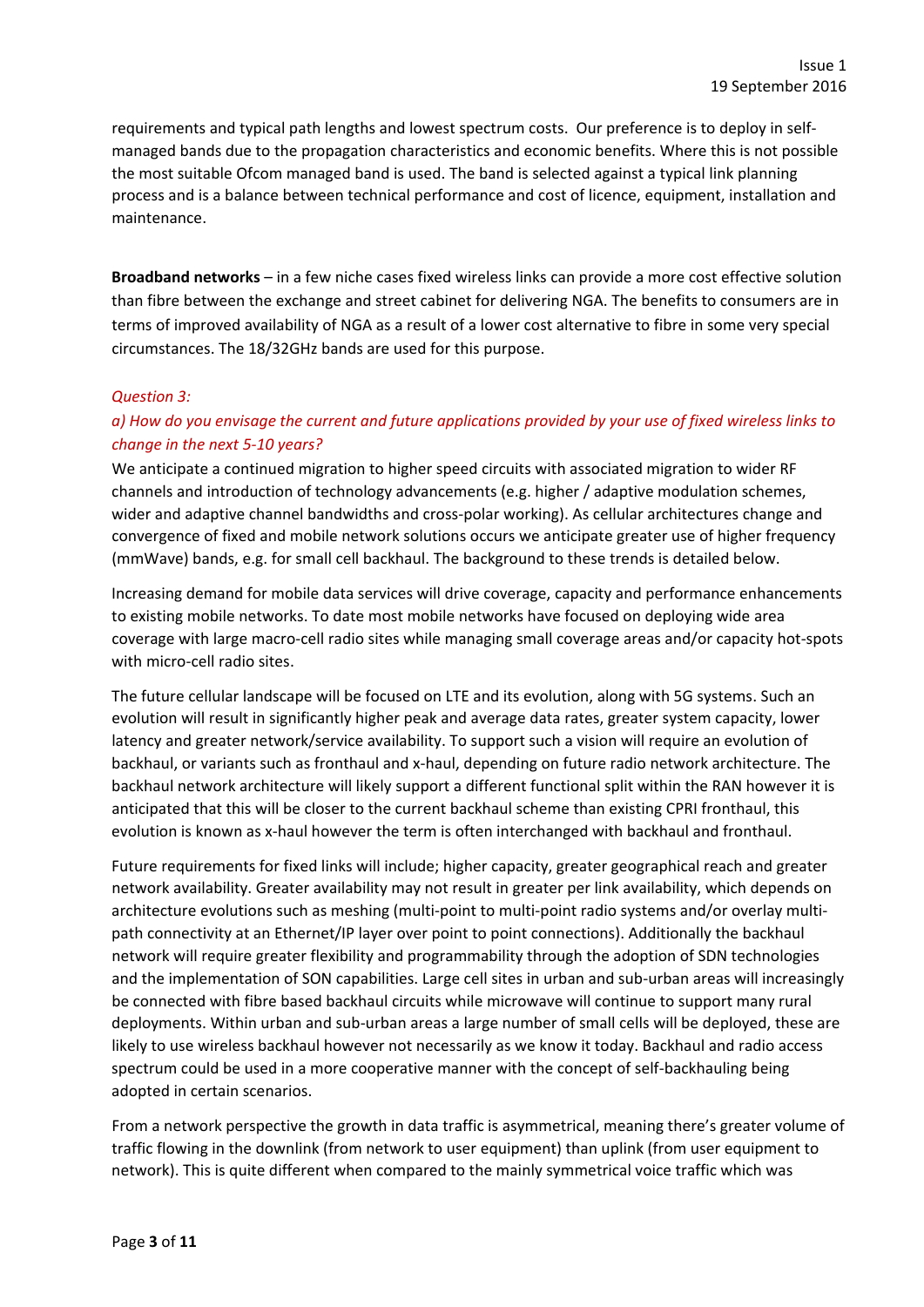requirements and typical path lengths and lowest spectrum costs. Our preference is to deploy in self-managed bands due to the propagation characteristics and economic benefits. Where this is not possible the most suitable Ofcom managed band is used. The band is selected against a typical link planning process and is a balance between technical performance and cost of licence, equipment, installation and maintenance.

**Broadband networks** – in a few niche cases fixed wireless links can provide a more cost effective solution than fibre between the exchange and street cabinet for delivering NGA. The benefits to consumers are in terms of improved availability of NGA as a result of a lower cost alternative to fibre in some very special circumstances. The 18/32GHz bands are used for this purpose.

*Question 3:*

*a) How do you envisage the current and future applications provided by your use of fixed wireless links to change in the next 5-10 years?*

We anticipate a continued migration to higher speed circuits with associated migration to wider RF channels and introduction of technology advancements (e.g. higher / adaptive modulation schemes, wider and adaptive channel bandwidths and cross-polar working). As cellular architectures change and convergence of fixed and mobile network solutions occurs we anticipate greater use of higher frequency (mmWave) bands, e.g. for small cell backhaul. The background to these trends is detailed below.

Increasing demand for mobile data services will drive coverage, capacity and performance enhancements to existing mobile networks. To date most mobile networks have focused on deploying wide area coverage with large macro-cell radio sites while managing small coverage areas and/or capacity hot-spots with micro-cell radio sites.

The future cellular landscape will be focused on LTE and its evolution, along with 5G systems. Such an evolution will result in significantly higher peak and average data rates, greater system capacity, lower latency and greater network/service availability. To support such a vision will require an evolution of backhaul, or variants such as fronthaul and x-haul, depending on future radio network architecture. The backhaul network architecture will likely support a different functional split within the RAN however it is anticipated that this will be closer to the current backhaul scheme than existing CPRI fronthaul, this evolution is known as x-haul however the term is often interchanged with backhaul and fronthaul.

Future requirements for fixed links will include; higher capacity, greater geographical reach and greater network availability. Greater availability may not result in greater per link availability, which depends on architecture evolutions such as meshing (multi-point to multi-point radio systems and/or overlay multi-path connectivity at an Ethernet/IP layer over point to point connections). Additionally the backhaul network will require greater flexibility and programmability through the adoption of SDN technologies and the implementation of SON capabilities. Large cell sites in urban and sub-urban areas will increasingly be connected with fibre based backhaul circuits while microwave will continue to support many rural deployments. Within urban and sub-urban areas a large number of small cells will be deployed, these are likely to use wireless backhaul however not necessarily as we know it today. Backhaul and radio access spectrum could be used in a more cooperative manner with the concept of self-backhauling being adopted in certain scenarios.

From a network perspective the growth in data traffic is asymmetrical, meaning there's greater volume of traffic flowing in the downlink (from network to user equipment) than uplink (from user equipment to network). This is quite different when compared to the mainly symmetrical voice traffic which was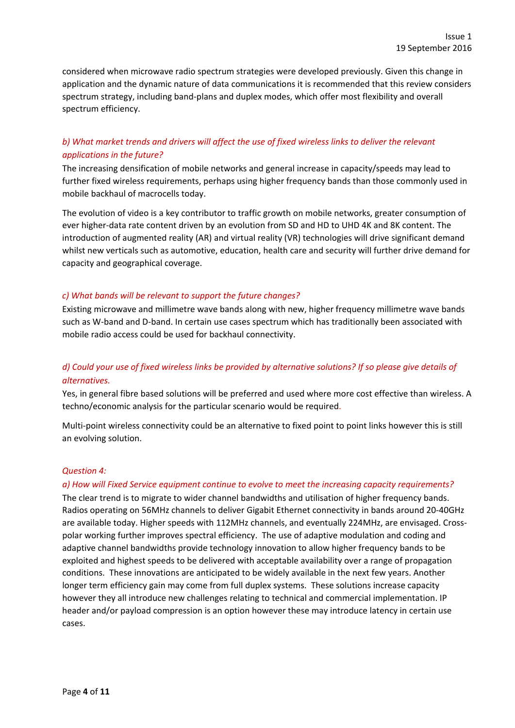considered when microwave radio spectrum strategies were developed previously. Given this change in application and the dynamic nature of data communications it is recommended that this review considers spectrum strategy, including band-plans and duplex modes, which offer most flexibility and overall spectrum efficiency.

*b) What market trends and drivers will affect the use of fixed wireless links to deliver the relevant applications in the future?*

The increasing densification of mobile networks and general increase in capacity/speeds may lead to further fixed wireless requirements, perhaps using higher frequency bands than those commonly used in mobile backhaul of macrocells today.

The evolution of video is a key contributor to traffic growth on mobile networks, greater consumption of ever higher-data rate content driven by an evolution from SD and HD to UHD 4K and 8K content. The introduction of augmented reality (AR) and virtual reality (VR) technologies will drive significant demand whilst new verticals such as automotive, education, health care and security will further drive demand for capacity and geographical coverage.

*c) What bands will be relevant to support the future changes?*

Existing microwave and millimetre wave bands along with new, higher frequency millimetre wave bands such as W-band and D-band. In certain use cases spectrum which has traditionally been associated with mobile radio access could be used for backhaul connectivity.

*d) Could your use of fixed wireless links be provided by alternative solutions? If so please give details of alternatives.*

Yes, in general fibre based solutions will be preferred and used where more cost effective than wireless. A techno/economic analysis for the particular scenario would be required.

Multi-point wireless connectivity could be an alternative to fixed point to point links however this is still an evolving solution.

*Question 4:*

*a) How will Fixed Service equipment continue to evolve to meet the increasing capacity requirements?*

The clear trend is to migrate to wider channel bandwidths and utilisation of higher frequency bands. Radios operating on 56MHz channels to deliver Gigabit Ethernet connectivity in bands around 20-40GHz are available today. Higher speeds with 112MHz channels, and eventually 224MHz, are envisaged. Cross-polar working further improves spectral efficiency. The use of adaptive modulation and coding and adaptive channel bandwidths provide technology innovation to allow higher frequency bands to be exploited and highest speeds to be delivered with acceptable availability over a range of propagation conditions. These innovations are anticipated to be widely available in the next few years. Another longer term efficiency gain may come from full duplex systems. These solutions increase capacity however they all introduce new challenges relating to technical and commercial implementation. IP header and/or payload compression is an option however these may introduce latency in certain use cases.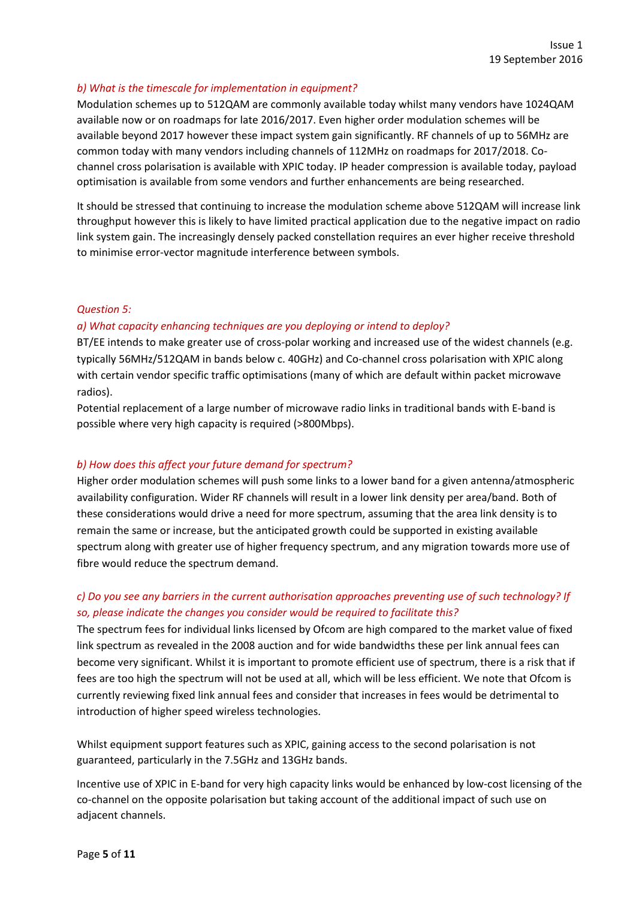*b) What is the timescale for implementation in equipment?*

Modulation schemes up to 512QAM are commonly available today whilst many vendors have 1024QAM available now or on roadmaps for late 2016/2017. Even higher order modulation schemes will be available beyond 2017 however these impact system gain significantly. RF channels of up to 56MHz are common today with many vendors including channels of 112MHz on roadmaps for 2017/2018. Co-channel cross polarisation is available with XPIC today. IP header compression is available today, payload optimisation is available from some vendors and further enhancements are being researched.

It should be stressed that continuing to increase the modulation scheme above 512QAM will increase link throughput however this is likely to have limited practical application due to the negative impact on radio link system gain. The increasingly densely packed constellation requires an ever higher receive threshold to minimise error-vector magnitude interference between symbols.

*Question 5:*

*a) What capacity enhancing techniques are you deploying or intend to deploy?*

BT/EE intends to make greater use of cross-polar working and increased use of the widest channels (e.g. typically 56MHz/512QAM in bands below c. 40GHz) and Co-channel cross polarisation with XPIC along with certain vendor specific traffic optimisations (many of which are default within packet microwave radios).

Potential replacement of a large number of microwave radio links in traditional bands with E-band is possible where very high capacity is required (>800Mbps).

*b) How does this affect your future demand for spectrum?*

Higher order modulation schemes will push some links to a lower band for a given antenna/atmospheric availability configuration. Wider RF channels will result in a lower link density per area/band. Both of these considerations would drive a need for more spectrum, assuming that the area link density is to remain the same or increase, but the anticipated growth could be supported in existing available spectrum along with greater use of higher frequency spectrum, and any migration towards more use of fibre would reduce the spectrum demand.

*c) Do you see any barriers in the current authorisation approaches preventing use of such technology? If so, please indicate the changes you consider would be required to facilitate this?*

The spectrum fees for individual links licensed by Ofcom are high compared to the market value of fixed link spectrum as revealed in the 2008 auction and for wide bandwidths these per link annual fees can become very significant. Whilst it is important to promote efficient use of spectrum, there is a risk that if fees are too high the spectrum will not be used at all, which will be less efficient. We note that Ofcom is currently reviewing fixed link annual fees and consider that increases in fees would be detrimental to introduction of higher speed wireless technologies.

Whilst equipment support features such as XPIC, gaining access to the second polarisation is not guaranteed, particularly in the 7.5GHz and 13GHz bands.

Incentive use of XPIC in E-band for very high capacity links would be enhanced by low-cost licensing of the co-channel on the opposite polarisation but taking account of the additional impact of such use on adjacent channels.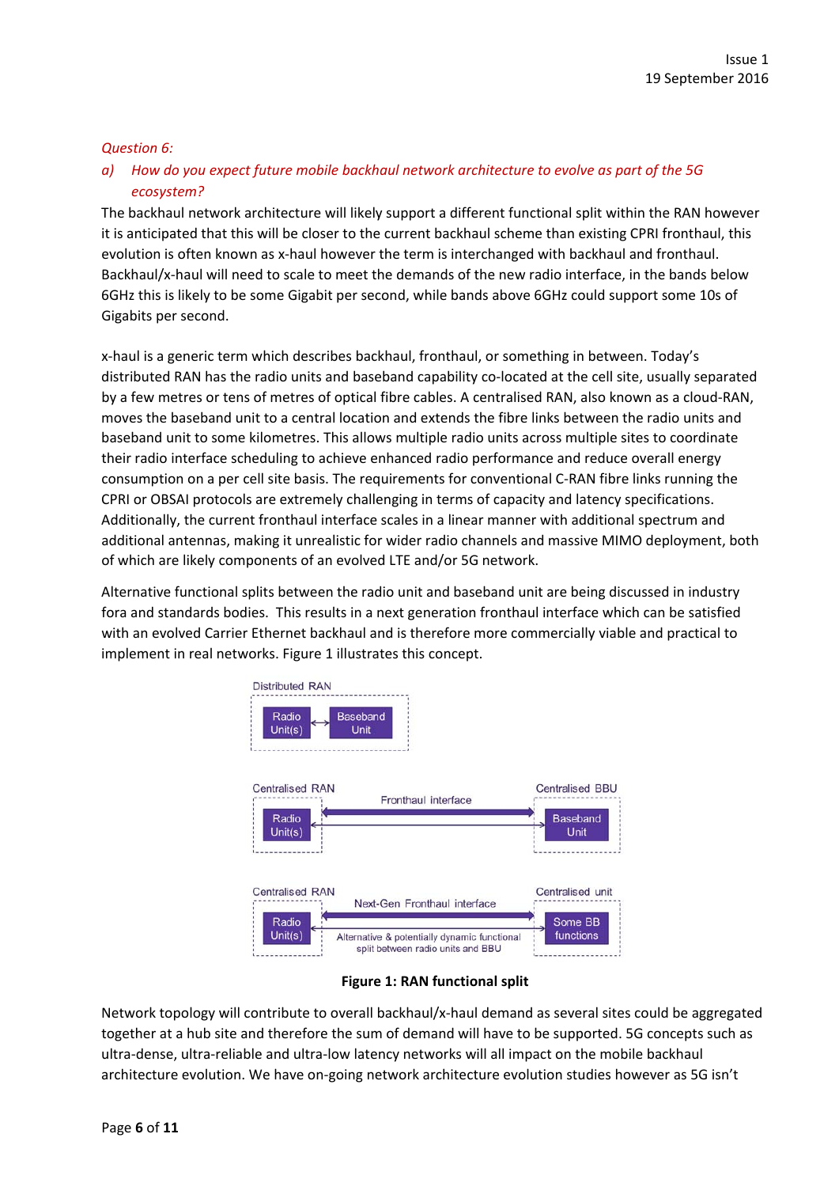*Question 6:*

*a) How do you expect future mobile backhaul network architecture to evolve as part of the 5G ecosystem?*

The backhaul network architecture will likely support a different functional split within the RAN however it is anticipated that this will be closer to the current backhaul scheme than existing CPRI fronthaul, this evolution is often known as x-haul however the term is interchanged with backhaul and fronthaul. Backhaul/x-haul will need to scale to meet the demands of the new radio interface, in the bands below 6GHz this is likely to be some Gigabit per second, while bands above 6GHz could support some 10s of Gigabits per second.

x-haul is a generic term which describes backhaul, fronthaul, or something in between. Today's distributed RAN has the radio units and baseband capability co-located at the cell site, usually separated by a few metres or tens of metres of optical fibre cables. A centralised RAN, also known as a cloud-RAN, moves the baseband unit to a central location and extends the fibre links between the radio units and baseband unit to some kilometres. This allows multiple radio units across multiple sites to coordinate their radio interface scheduling to achieve enhanced radio performance and reduce overall energy consumption on a per cell site basis. The requirements for conventional C-RAN fibre links running the CPRI or OBSAI protocols are extremely challenging in terms of capacity and latency specifications. Additionally, the current fronthaul interface scales in a linear manner with additional spectrum and additional antennas, making it unrealistic for wider radio channels and massive MIMO deployment, both of which are likely components of an evolved LTE and/or 5G network.

Alternative functional splits between the radio unit and baseband unit are being discussed in industry fora and standards bodies. This results in a next generation fronthaul interface which can be satisfied with an evolved Carrier Ethernet backhaul and is therefore more commercially viable and practical to implement in real networks. Figure 1 illustrates this concept.

Distributed RAN: Radio Unit(s) ↔ Baseband Unit

Centralised RAN: Radio Unit(s) — Fronthaul interface — Centralised BBU: Baseband Unit

Centralised RAN: Radio Unit(s) — Next-Gen Fronthaul interface (Alternative & potentially dynamic functional split between radio units and BBU) — Centralised unit: Some BB functions

**Figure 1: RAN functional split**

Network topology will contribute to overall backhaul/x-haul demand as several sites could be aggregated together at a hub site and therefore the sum of demand will have to be supported. 5G concepts such as ultra-dense, ultra-reliable and ultra-low latency networks will all impact on the mobile backhaul architecture evolution. We have on-going network architecture evolution studies however as 5G isn't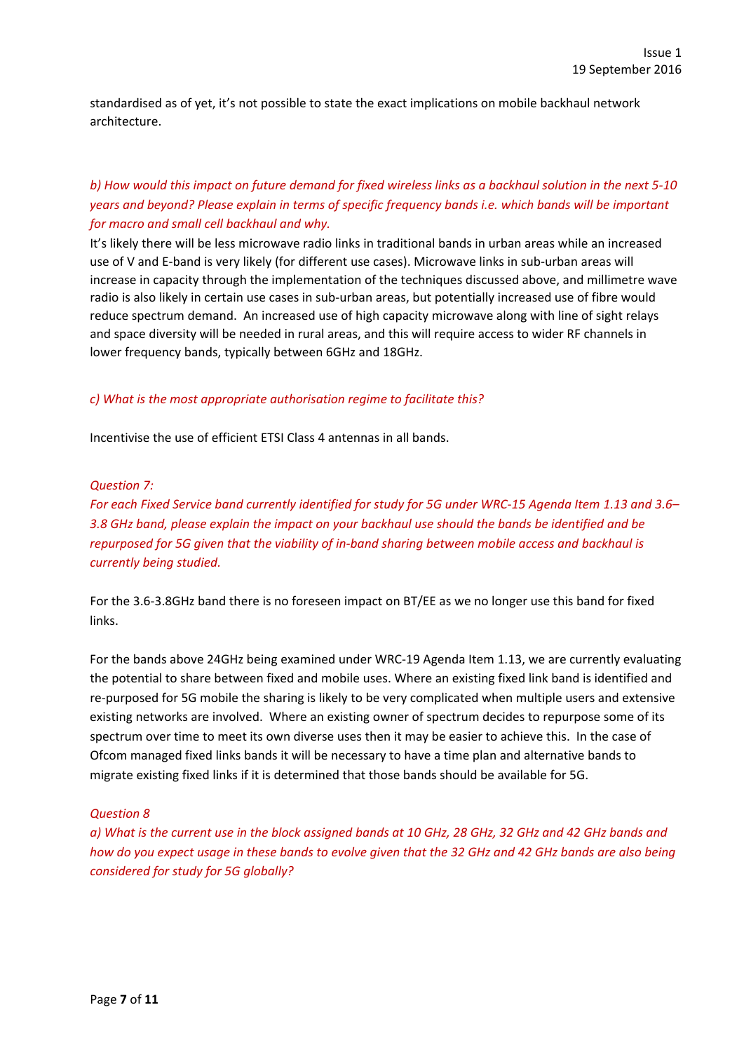standardised as of yet, it's not possible to state the exact implications on mobile backhaul network architecture.

*b) How would this impact on future demand for fixed wireless links as a backhaul solution in the next 5-10 years and beyond? Please explain in terms of specific frequency bands i.e. which bands will be important for macro and small cell backhaul and why.*

It's likely there will be less microwave radio links in traditional bands in urban areas while an increased use of V and E-band is very likely (for different use cases). Microwave links in sub-urban areas will increase in capacity through the implementation of the techniques discussed above, and millimetre wave radio is also likely in certain use cases in sub-urban areas, but potentially increased use of fibre would reduce spectrum demand. An increased use of high capacity microwave along with line of sight relays and space diversity will be needed in rural areas, and this will require access to wider RF channels in lower frequency bands, typically between 6GHz and 18GHz.

*c) What is the most appropriate authorisation regime to facilitate this?*

Incentivise the use of efficient ETSI Class 4 antennas in all bands.

*Question 7:*

*For each Fixed Service band currently identified for study for 5G under WRC-15 Agenda Item 1.13 and 3.6–3.8 GHz band, please explain the impact on your backhaul use should the bands be identified and be repurposed for 5G given that the viability of in-band sharing between mobile access and backhaul is currently being studied.*

For the 3.6-3.8GHz band there is no foreseen impact on BT/EE as we no longer use this band for fixed links.

For the bands above 24GHz being examined under WRC-19 Agenda Item 1.13, we are currently evaluating the potential to share between fixed and mobile uses. Where an existing fixed link band is identified and re-purposed for 5G mobile the sharing is likely to be very complicated when multiple users and extensive existing networks are involved. Where an existing owner of spectrum decides to repurpose some of its spectrum over time to meet its own diverse uses then it may be easier to achieve this. In the case of Ofcom managed fixed links bands it will be necessary to have a time plan and alternative bands to migrate existing fixed links if it is determined that those bands should be available for 5G.

*Question 8*

*a) What is the current use in the block assigned bands at 10 GHz, 28 GHz, 32 GHz and 42 GHz bands and how do you expect usage in these bands to evolve given that the 32 GHz and 42 GHz bands are also being considered for study for 5G globally?*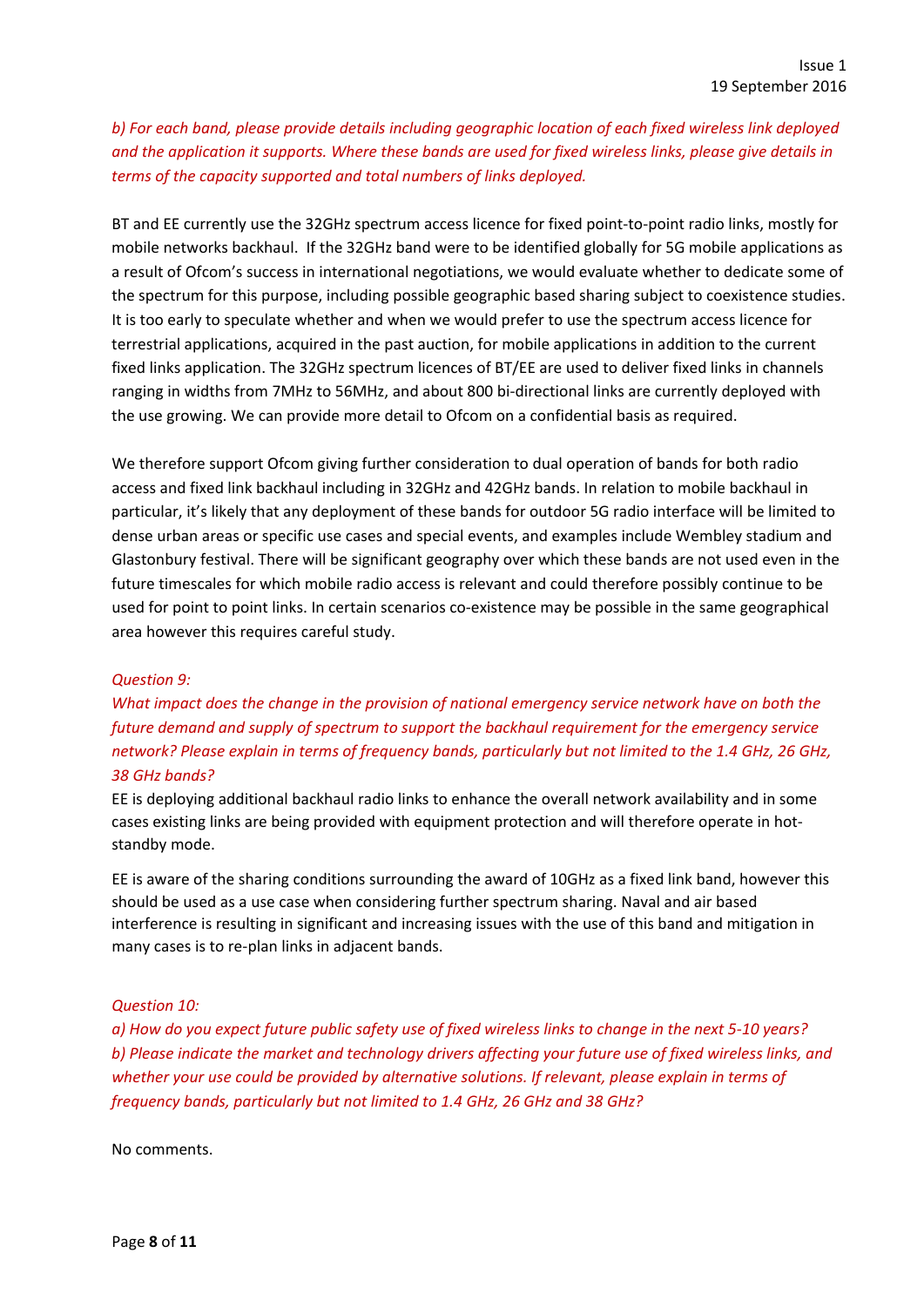*b) For each band, please provide details including geographic location of each fixed wireless link deployed and the application it supports. Where these bands are used for fixed wireless links, please give details in terms of the capacity supported and total numbers of links deployed.*

BT and EE currently use the 32GHz spectrum access licence for fixed point-to-point radio links, mostly for mobile networks backhaul. If the 32GHz band were to be identified globally for 5G mobile applications as a result of Ofcom's success in international negotiations, we would evaluate whether to dedicate some of the spectrum for this purpose, including possible geographic based sharing subject to coexistence studies. It is too early to speculate whether and when we would prefer to use the spectrum access licence for terrestrial applications, acquired in the past auction, for mobile applications in addition to the current fixed links application. The 32GHz spectrum licences of BT/EE are used to deliver fixed links in channels ranging in widths from 7MHz to 56MHz, and about 800 bi-directional links are currently deployed with the use growing. We can provide more detail to Ofcom on a confidential basis as required.

We therefore support Ofcom giving further consideration to dual operation of bands for both radio access and fixed link backhaul including in 32GHz and 42GHz bands. In relation to mobile backhaul in particular, it's likely that any deployment of these bands for outdoor 5G radio interface will be limited to dense urban areas or specific use cases and special events, and examples include Wembley stadium and Glastonbury festival. There will be significant geography over which these bands are not used even in the future timescales for which mobile radio access is relevant and could therefore possibly continue to be used for point to point links. In certain scenarios co-existence may be possible in the same geographical area however this requires careful study.

*Question 9:*

*What impact does the change in the provision of national emergency service network have on both the future demand and supply of spectrum to support the backhaul requirement for the emergency service network? Please explain in terms of frequency bands, particularly but not limited to the 1.4 GHz, 26 GHz, 38 GHz bands?*

EE is deploying additional backhaul radio links to enhance the overall network availability and in some cases existing links are being provided with equipment protection and will therefore operate in hot-standby mode.

EE is aware of the sharing conditions surrounding the award of 10GHz as a fixed link band, however this should be used as a use case when considering further spectrum sharing. Naval and air based interference is resulting in significant and increasing issues with the use of this band and mitigation in many cases is to re-plan links in adjacent bands.

*Question 10:*

*a) How do you expect future public safety use of fixed wireless links to change in the next 5-10 years?*
*b) Please indicate the market and technology drivers affecting your future use of fixed wireless links, and whether your use could be provided by alternative solutions. If relevant, please explain in terms of frequency bands, particularly but not limited to 1.4 GHz, 26 GHz and 38 GHz?*

No comments.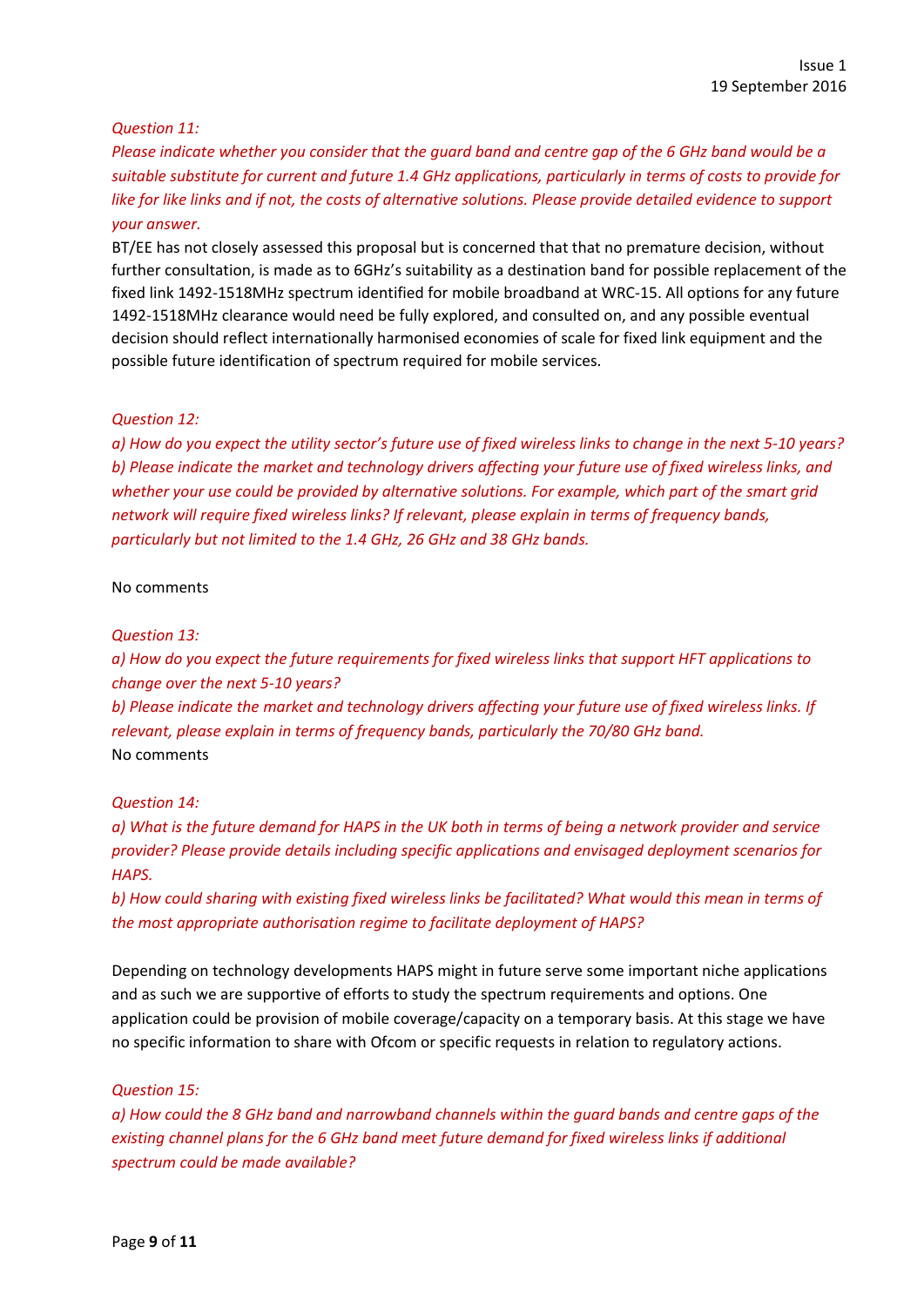*Question 11:*

*Please indicate whether you consider that the guard band and centre gap of the 6 GHz band would be a suitable substitute for current and future 1.4 GHz applications, particularly in terms of costs to provide for like for like links and if not, the costs of alternative solutions. Please provide detailed evidence to support your answer.*

BT/EE has not closely assessed this proposal but is concerned that that no premature decision, without further consultation, is made as to 6GHz's suitability as a destination band for possible replacement of the fixed link 1492-1518MHz spectrum identified for mobile broadband at WRC-15. All options for any future 1492-1518MHz clearance would need be fully explored, and consulted on, and any possible eventual decision should reflect internationally harmonised economies of scale for fixed link equipment and the possible future identification of spectrum required for mobile services.

*Question 12:*

*a) How do you expect the utility sector's future use of fixed wireless links to change in the next 5-10 years?*

*b) Please indicate the market and technology drivers affecting your future use of fixed wireless links, and whether your use could be provided by alternative solutions. For example, which part of the smart grid network will require fixed wireless links? If relevant, please explain in terms of frequency bands, particularly but not limited to the 1.4 GHz, 26 GHz and 38 GHz bands.*

No comments

*Question 13:*

*a) How do you expect the future requirements for fixed wireless links that support HFT applications to change over the next 5-10 years?*

*b) Please indicate the market and technology drivers affecting your future use of fixed wireless links. If relevant, please explain in terms of frequency bands, particularly the 70/80 GHz band.*

No comments

*Question 14:*

*a) What is the future demand for HAPS in the UK both in terms of being a network provider and service provider? Please provide details including specific applications and envisaged deployment scenarios for HAPS.*

*b) How could sharing with existing fixed wireless links be facilitated? What would this mean in terms of the most appropriate authorisation regime to facilitate deployment of HAPS?*

Depending on technology developments HAPS might in future serve some important niche applications and as such we are supportive of efforts to study the spectrum requirements and options. One application could be provision of mobile coverage/capacity on a temporary basis. At this stage we have no specific information to share with Ofcom or specific requests in relation to regulatory actions.

*Question 15:*

*a) How could the 8 GHz band and narrowband channels within the guard bands and centre gaps of the existing channel plans for the 6 GHz band meet future demand for fixed wireless links if additional spectrum could be made available?*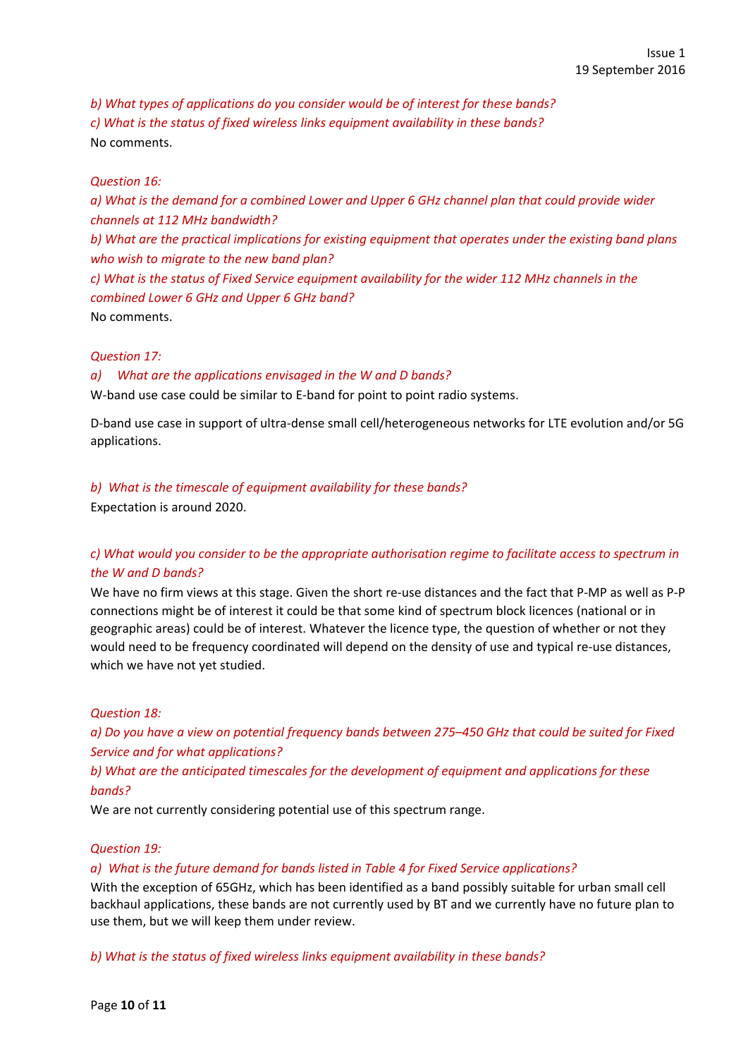*b) What types of applications do you consider would be of interest for these bands?*

*c) What is the status of fixed wireless links equipment availability in these bands?*

No comments.

*Question 16:*

*a) What is the demand for a combined Lower and Upper 6 GHz channel plan that could provide wider channels at 112 MHz bandwidth?*

*b) What are the practical implications for existing equipment that operates under the existing band plans who wish to migrate to the new band plan?*

*c) What is the status of Fixed Service equipment availability for the wider 112 MHz channels in the combined Lower 6 GHz and Upper 6 GHz band?*

No comments.

*Question 17:*

*a) What are the applications envisaged in the W and D bands?*

W-band use case could be similar to E-band for point to point radio systems.

D-band use case in support of ultra-dense small cell/heterogeneous networks for LTE evolution and/or 5G applications.

*b) What is the timescale of equipment availability for these bands?*

Expectation is around 2020.

*c) What would you consider to be the appropriate authorisation regime to facilitate access to spectrum in the W and D bands?*

We have no firm views at this stage. Given the short re-use distances and the fact that P-MP as well as P-P connections might be of interest it could be that some kind of spectrum block licences (national or in geographic areas) could be of interest. Whatever the licence type, the question of whether or not they would need to be frequency coordinated will depend on the density of use and typical re-use distances, which we have not yet studied.

*Question 18:*

*a) Do you have a view on potential frequency bands between 275–450 GHz that could be suited for Fixed Service and for what applications?*

*b) What are the anticipated timescales for the development of equipment and applications for these bands?*

We are not currently considering potential use of this spectrum range.

*Question 19:*

*a) What is the future demand for bands listed in Table 4 for Fixed Service applications?*

With the exception of 65GHz, which has been identified as a band possibly suitable for urban small cell backhaul applications, these bands are not currently used by BT and we currently have no future plan to use them, but we will keep them under review.

*b) What is the status of fixed wireless links equipment availability in these bands?*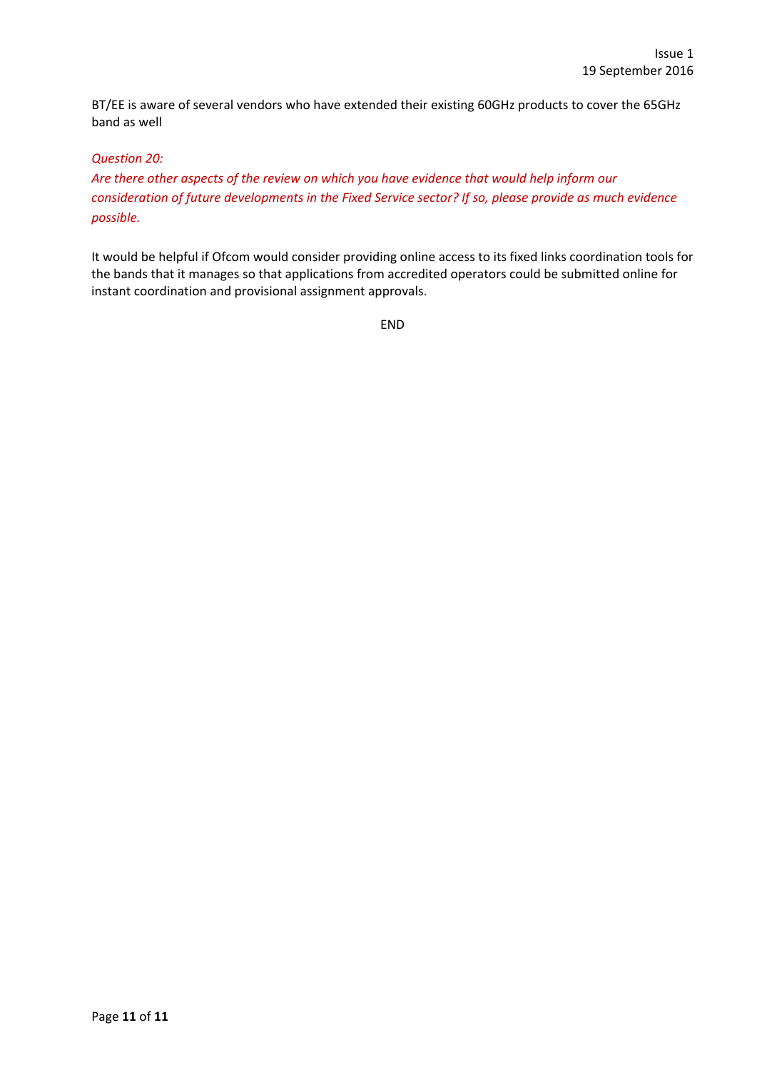BT/EE is aware of several vendors who have extended their existing 60GHz products to cover the 65GHz band as well

*Question 20:*

*Are there other aspects of the review on which you have evidence that would help inform our consideration of future developments in the Fixed Service sector? If so, please provide as much evidence possible.*

It would be helpful if Ofcom would consider providing online access to its fixed links coordination tools for the bands that it manages so that applications from accredited operators could be submitted online for instant coordination and provisional assignment approvals.

END